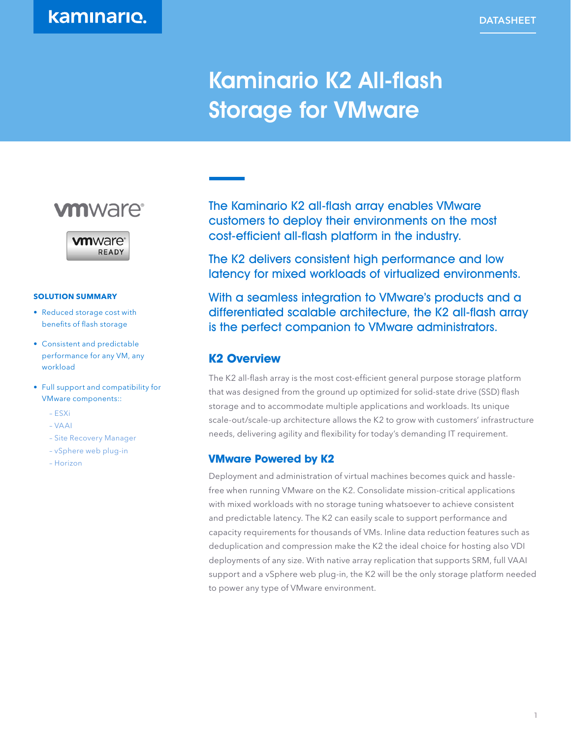kaminario.

DATASHEET

# Kaminario K2 All-flash Storage for VMware

vmware®

vmware® READY

**SOLUTION SUMMARY**

- Reduced storage cost with benefits of flash storage
- Consistent and predictable performance for any VM, any workload
- Full support and compatibility for VMware components::
  - ESXi
  - VAAI
  - Site Recovery Manager
  - vSphere web plug-in
  - Horizon

The Kaminario K2 all-flash array enables VMware customers to deploy their environments on the most cost-efficient all-flash platform in the industry.

The K2 delivers consistent high performance and low latency for mixed workloads of virtualized environments.

With a seamless integration to VMware's products and a differentiated scalable architecture, the K2 all-flash array is the perfect companion to VMware administrators.

## K2 Overview

The K2 all-flash array is the most cost-efficient general purpose storage platform that was designed from the ground up optimized for solid-state drive (SSD) flash storage and to accommodate multiple applications and workloads. Its unique scale-out/scale-up architecture allows the K2 to grow with customers' infrastructure needs, delivering agility and flexibility for today's demanding IT requirement.

## VMware Powered by K2

Deployment and administration of virtual machines becomes quick and hassle-free when running VMware on the K2. Consolidate mission-critical applications with mixed workloads with no storage tuning whatsoever to achieve consistent and predictable latency. The K2 can easily scale to support performance and capacity requirements for thousands of VMs. Inline data reduction features such as deduplication and compression make the K2 the ideal choice for hosting also VDI deployments of any size. With native array replication that supports SRM, full VAAI support and a vSphere web plug-in, the K2 will be the only storage platform needed to power any type of VMware environment.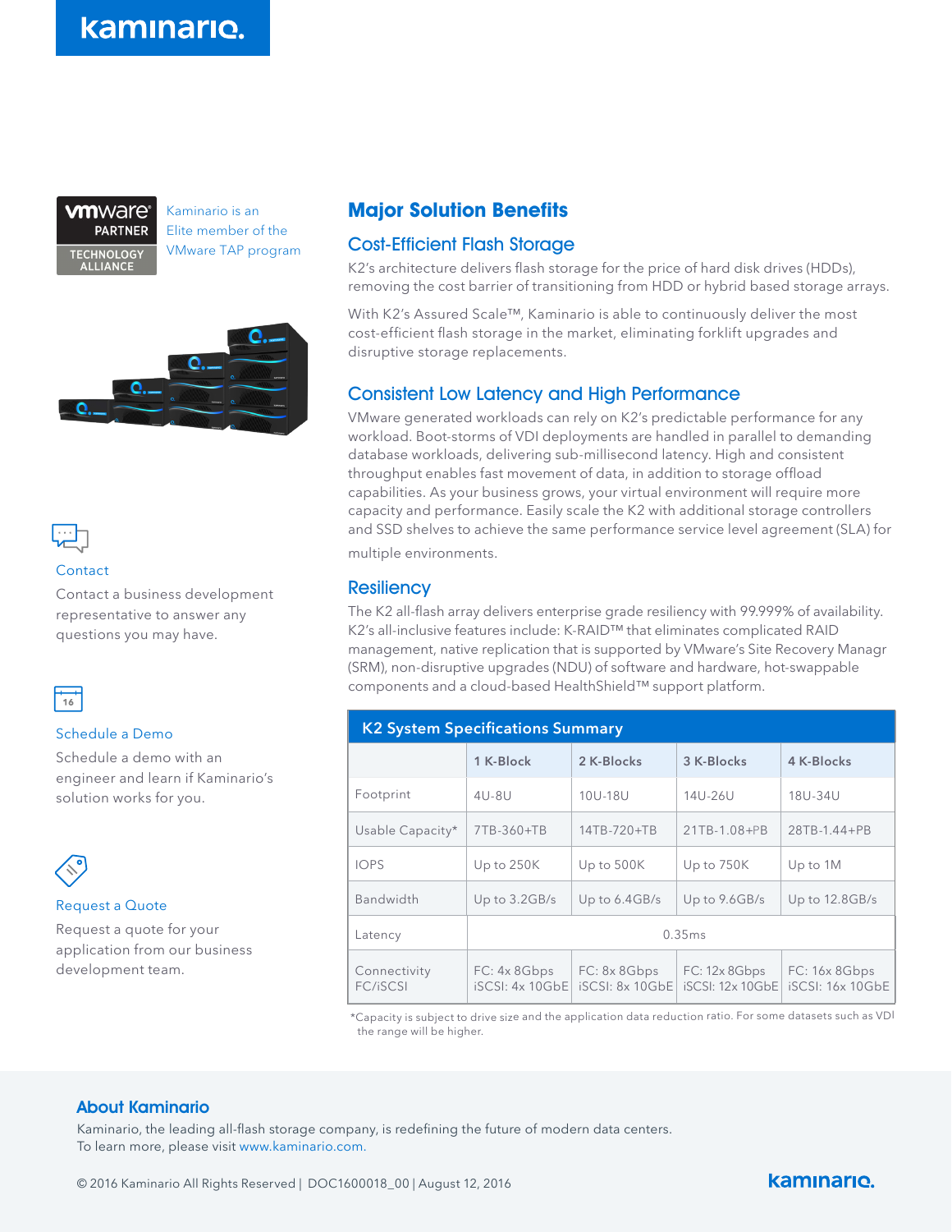Kaminario is an Elite member of the VMware TAP program

### Contact

Contact a business development representative to answer any questions you may have.

### Schedule a Demo

Schedule a demo with an engineer and learn if Kaminario's solution works for you.

### Request a Quote

Request a quote for your application from our business development team.

# Major Solution Benefits

## Cost-Efficient Flash Storage

K2's architecture delivers flash storage for the price of hard disk drives (HDDs), removing the cost barrier of transitioning from HDD or hybrid based storage arrays.

With K2's Assured Scale™, Kaminario is able to continuously deliver the most cost-efficient flash storage in the market, eliminating forklift upgrades and disruptive storage replacements.

## Consistent Low Latency and High Performance

VMware generated workloads can rely on K2's predictable performance for any workload. Boot-storms of VDI deployments are handled in parallel to demanding database workloads, delivering sub-millisecond latency. High and consistent throughput enables fast movement of data, in addition to storage offload capabilities. As your business grows, your virtual environment will require more capacity and performance. Easily scale the K2 with additional storage controllers and SSD shelves to achieve the same performance service level agreement (SLA) for multiple environments.

## Resiliency

The K2 all-flash array delivers enterprise grade resiliency with 99.999% of availability. K2's all-inclusive features include: K-RAID™ that eliminates complicated RAID management, native replication that is supported by VMware's Site Recovery Managr (SRM), non-disruptive upgrades (NDU) of software and hardware, hot-swappable components and a cloud-based HealthShield™ support platform.

**K2 System Specifications Summary**

| | 1 K-Block | 2 K-Blocks | 3 K-Blocks | 4 K-Blocks |
|---|---|---|---|---|
| Footprint | 4U-8U | 10U-18U | 14U-26U | 18U-34U |
| Usable Capacity* | 7TB-360+TB | 14TB-720+TB | 21TB-1.08+PB | 28TB-1.44+PB |
| IOPS | Up to 250K | Up to 500K | Up to 750K | Up to 1M |
| Bandwidth | Up to 3.2GB/s | Up to 6.4GB/s | Up to 9.6GB/s | Up to 12.8GB/s |
| Latency | 0.35ms | | | |
| Connectivity FC/iSCSI | FC: 4x 8Gbps iSCSI: 4x 10GbE | FC: 8x 8Gbps iSCSI: 8x 10GbE | FC: 12x 8Gbps iSCSI: 12x 10GbE | FC: 16x 8Gbps iSCSI: 16x 10GbE |

*Capacity is subject to drive size and the application data reduction ratio. For some datasets such as VDI the range will be higher.

## About Kaminario

Kaminario, the leading all-flash storage company, is redefining the future of modern data centers. To learn more, please visit www.kaminario.com.

© 2016 Kaminario All Rights Reserved | DOC1600018_00 | August 12, 2016